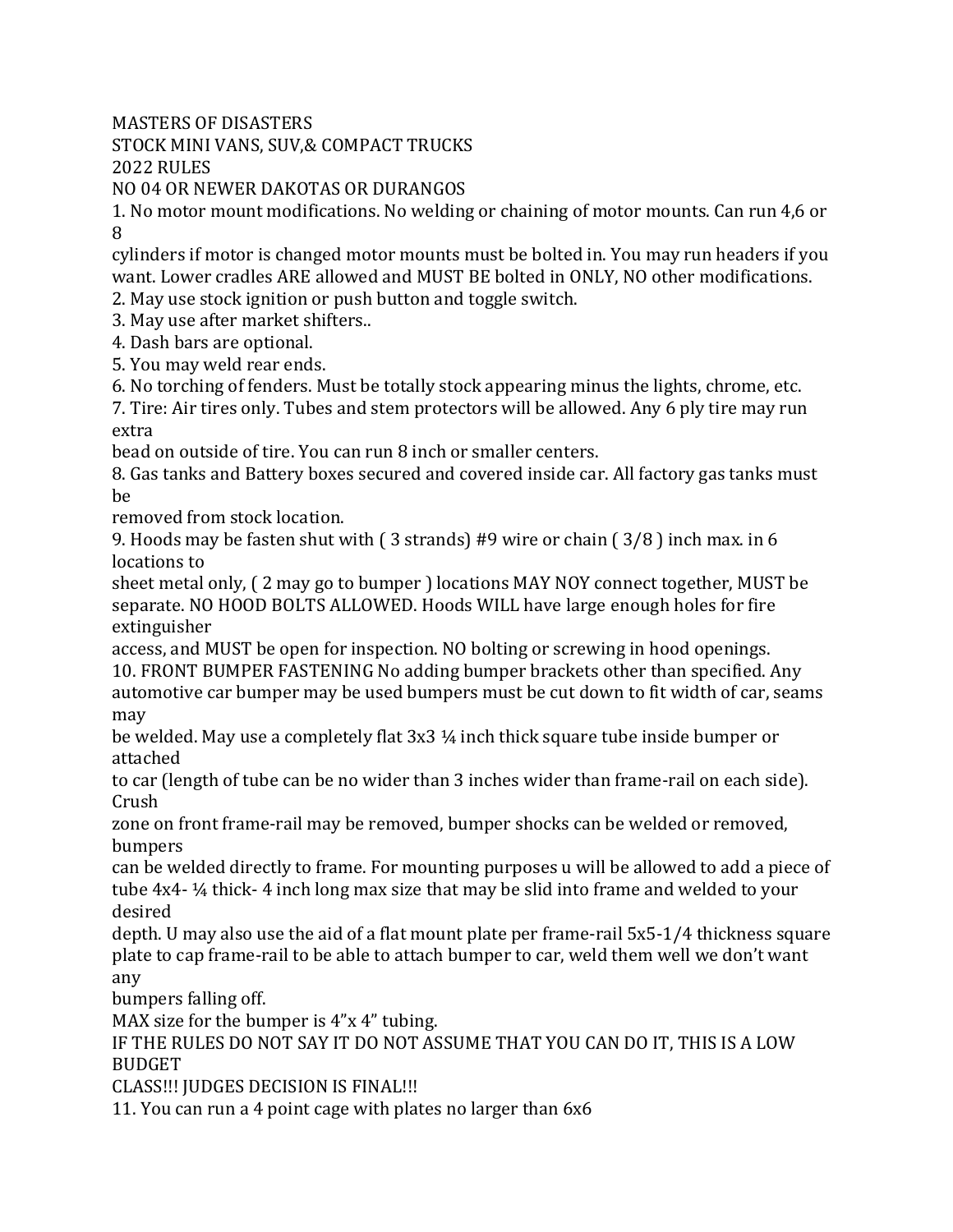MASTERS OF DISASTERS
STOCK MINI VANS, SUV,& COMPACT TRUCKS
2022 RULES
NO 04 OR NEWER DAKOTAS OR DURANGOS

1. No motor mount modifications. No welding or chaining of motor mounts. Can run 4,6 or 8 cylinders if motor is changed motor mounts must be bolted in. You may run headers if you want. Lower cradles ARE allowed and MUST BE bolted in ONLY, NO other modifications.
2. May use stock ignition or push button and toggle switch.
3. May use after market shifters..
4. Dash bars are optional.
5. You may weld rear ends.
6. No torching of fenders. Must be totally stock appearing minus the lights, chrome, etc.
7. Tire: Air tires only. Tubes and stem protectors will be allowed. Any 6 ply tire may run extra bead on outside of tire. You can run 8 inch or smaller centers.
8. Gas tanks and Battery boxes secured and covered inside car. All factory gas tanks must be removed from stock location.
9. Hoods may be fasten shut with ( 3 strands) #9 wire or chain ( 3/8 ) inch max. in 6 locations to sheet metal only, ( 2 may go to bumper ) locations MAY NOY connect together, MUST be separate. NO HOOD BOLTS ALLOWED. Hoods WILL have large enough holes for fire extinguisher access, and MUST be open for inspection. NO bolting or screwing in hood openings.
10. FRONT BUMPER FASTENING No adding bumper brackets other than specified. Any automotive car bumper may be used bumpers must be cut down to fit width of car, seams may be welded. May use a completely flat 3x3 ¼ inch thick square tube inside bumper or attached to car (length of tube can be no wider than 3 inches wider than frame-rail on each side). Crush zone on front frame-rail may be removed, bumper shocks can be welded or removed, bumpers can be welded directly to frame. For mounting purposes u will be allowed to add a piece of tube 4x4- ¼ thick- 4 inch long max size that may be slid into frame and welded to your desired depth. U may also use the aid of a flat mount plate per frame-rail 5x5-1/4 thickness square plate to cap frame-rail to be able to attach bumper to car, weld them well we don't want any bumpers falling off.

MAX size for the bumper is 4"x 4" tubing.

IF THE RULES DO NOT SAY IT DO NOT ASSUME THAT YOU CAN DO IT, THIS IS A LOW BUDGET CLASS!!! JUDGES DECISION IS FINAL!!!

11. You can run a 4 point cage with plates no larger than 6x6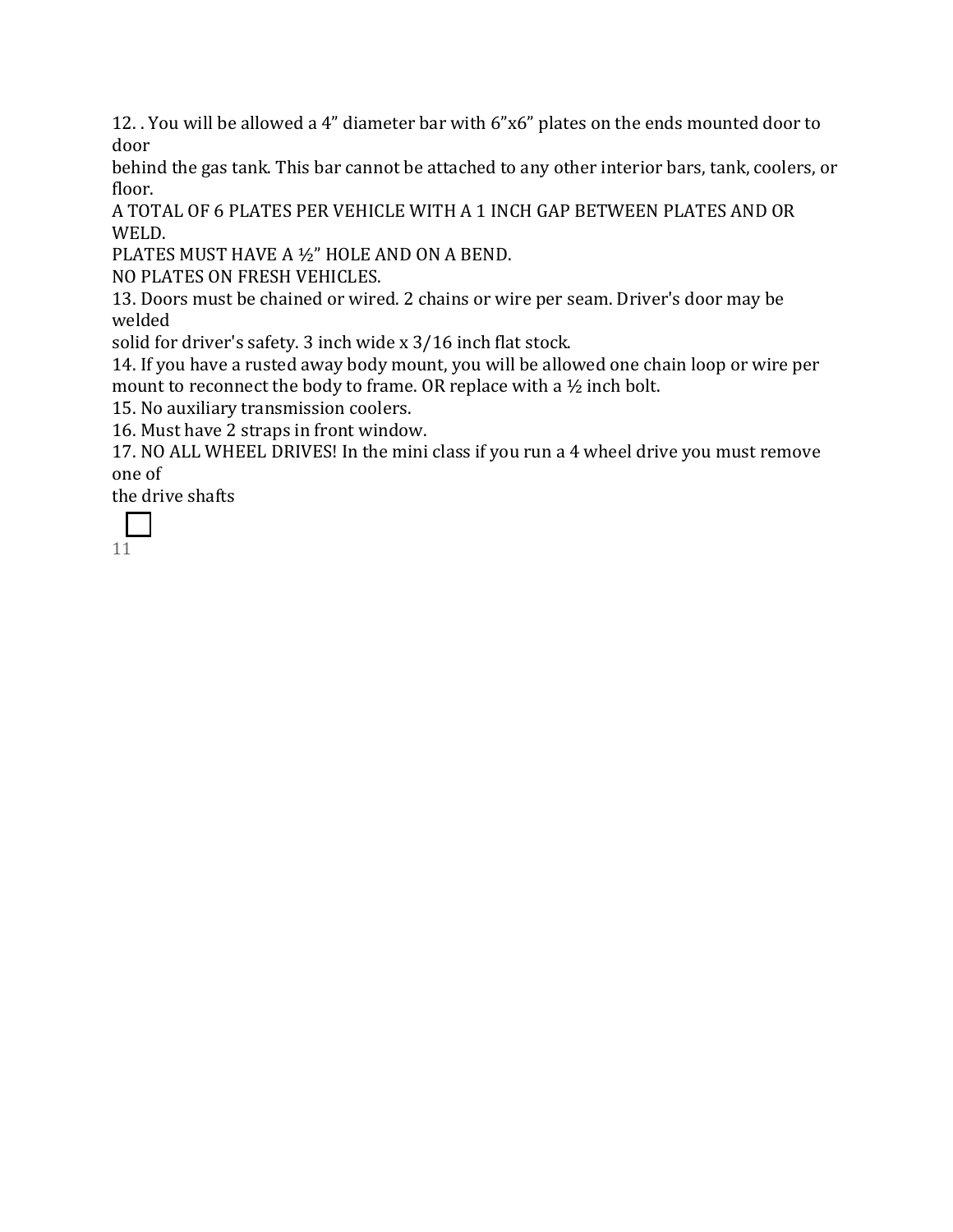12. . You will be allowed a 4" diameter bar with 6"x6" plates on the ends mounted door to door behind the gas tank. This bar cannot be attached to any other interior bars, tank, coolers, or floor.
A TOTAL OF 6 PLATES PER VEHICLE WITH A 1 INCH GAP BETWEEN PLATES AND OR WELD.
PLATES MUST HAVE A ½" HOLE AND ON A BEND.
NO PLATES ON FRESH VEHICLES.
13. Doors must be chained or wired. 2 chains or wire per seam. Driver's door may be welded solid for driver's safety. 3 inch wide x 3/16 inch flat stock.
14. If you have a rusted away body mount, you will be allowed one chain loop or wire per mount to reconnect the body to frame. OR replace with a ½ inch bolt.
15. No auxiliary transmission coolers.
16. Must have 2 straps in front window.
17. NO ALL WHEEL DRIVES! In the mini class if you run a 4 wheel drive you must remove one of the drive shafts